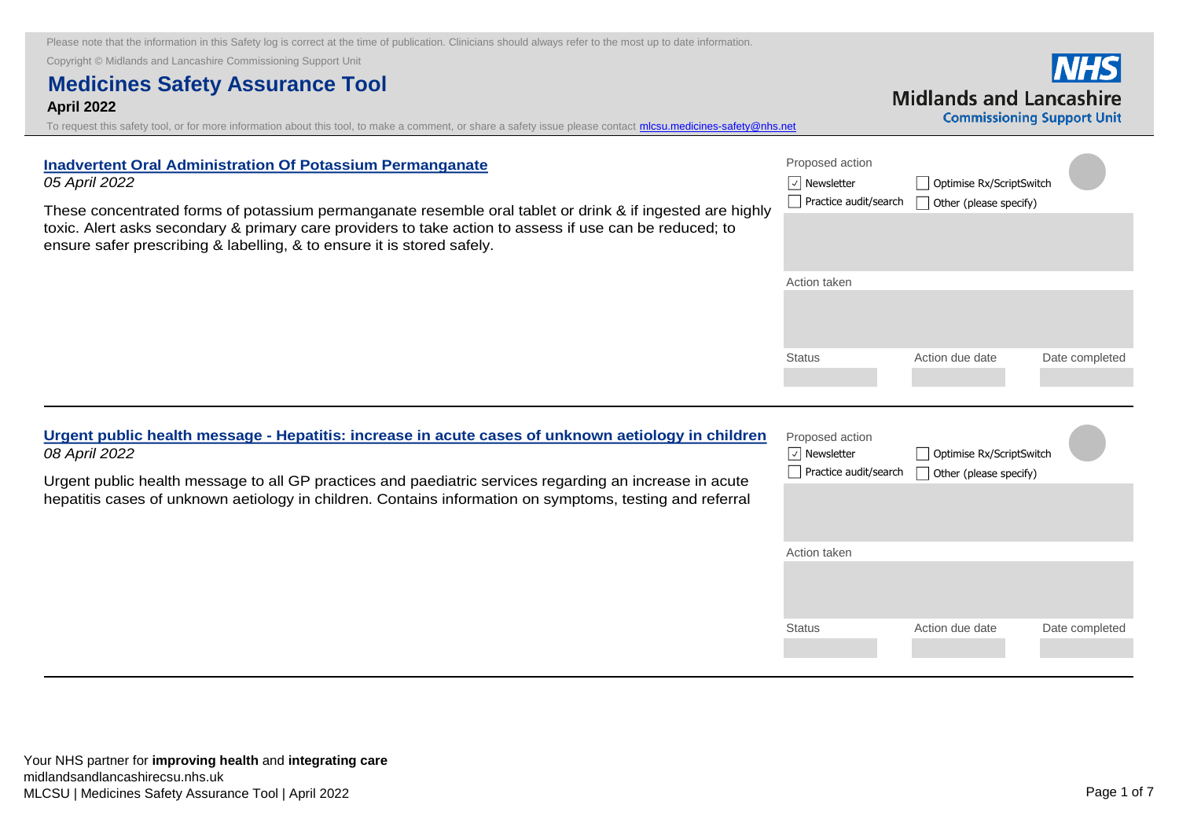Please note that the information in this Safety log is correct at the time of publication. Clinicians should always refer to the most up to date information.

Copyright © Midlands and Lancashire Commissioning Support Unit

# Medicines Safety Assurance Tool

**April 2022**

To request this safety tool, or for more information about this tool, to make a comment, or share a safety issue please contact mlcsu.medicines-safety@nhs.net

NHS Midlands and Lancashire Commissioning Support Unit

---

## Inadvertent Oral Administration Of Potassium Permanganate

*05 April 2022*

These concentrated forms of potassium permanganate resemble oral tablet or drink & if ingested are highly toxic. Alert asks secondary & primary care providers to take action to assess if use can be reduced; to ensure safer prescribing & labelling, & to ensure it is stored safely.

Proposed action

- [x] Newsletter
- [ ] Optimise Rx/ScriptSwitch
- [ ] Practice audit/search
- [ ] Other (please specify)

Action taken

| Status | Action due date | Date completed |
|---|---|---|
| | | |

---

## Urgent public health message - Hepatitis: increase in acute cases of unknown aetiology in children

*08 April 2022*

Urgent public health message to all GP practices and paediatric services regarding an increase in acute hepatitis cases of unknown aetiology in children. Contains information on symptoms, testing and referral

Proposed action

- [x] Newsletter
- [ ] Optimise Rx/ScriptSwitch
- [ ] Practice audit/search
- [ ] Other (please specify)

Action taken

| Status | Action due date | Date completed |
|---|---|---|
| | | |

---

Your NHS partner for **improving health** and **integrating care**
midlandsandlancashirecsu.nhs.uk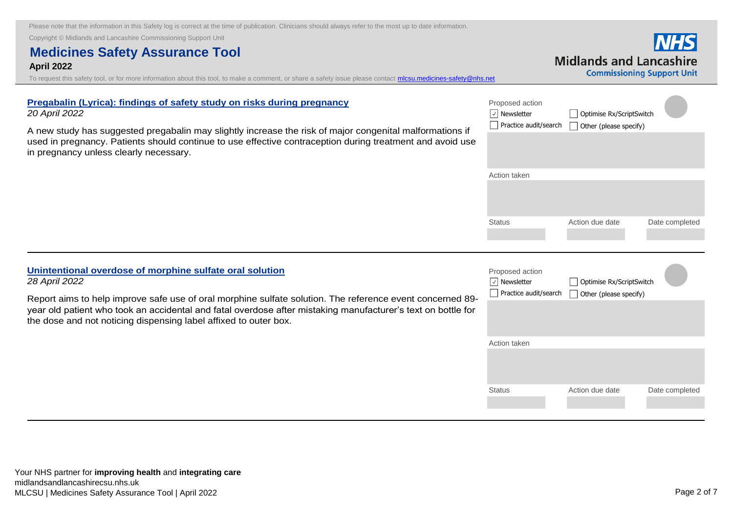Please note that the information in this Safety log is correct at the time of publication. Clinicians should always refer to the most up to date information.

Copyright © Midlands and Lancashire Commissioning Support Unit

# Medicines Safety Assurance Tool

**April 2022**

To request this safety tool, or for more information about this tool, to make a comment, or share a safety issue please contact mlcsu.medicines-safety@nhs.net

NHS Midlands and Lancashire Commissioning Support Unit

---

## Pregabalin (Lyrica): findings of safety study on risks during pregnancy

*20 April 2022*

A new study has suggested pregabalin may slightly increase the risk of major congenital malformations if used in pregnancy. Patients should continue to use effective contraception during treatment and avoid use in pregnancy unless clearly necessary.

Proposed action

- [x] Newsletter
- [ ] Optimise Rx/ScriptSwitch
- [ ] Practice audit/search
- [ ] Other (please specify)

Action taken

| Status | Action due date | Date completed |
| --- | --- | --- |
| | | |

---

## Unintentional overdose of morphine sulfate oral solution

*28 April 2022*

Report aims to help improve safe use of oral morphine sulfate solution. The reference event concerned 89-year old patient who took an accidental and fatal overdose after mistaking manufacturer's text on bottle for the dose and not noticing dispensing label affixed to outer box.

Proposed action

- [x] Newsletter
- [ ] Optimise Rx/ScriptSwitch
- [ ] Practice audit/search
- [ ] Other (please specify)

Action taken

| Status | Action due date | Date completed |
| --- | --- | --- |
| | | |

---

Your NHS partner for **improving health** and **integrating care**
midlandsandlancashirecsu.nhs.uk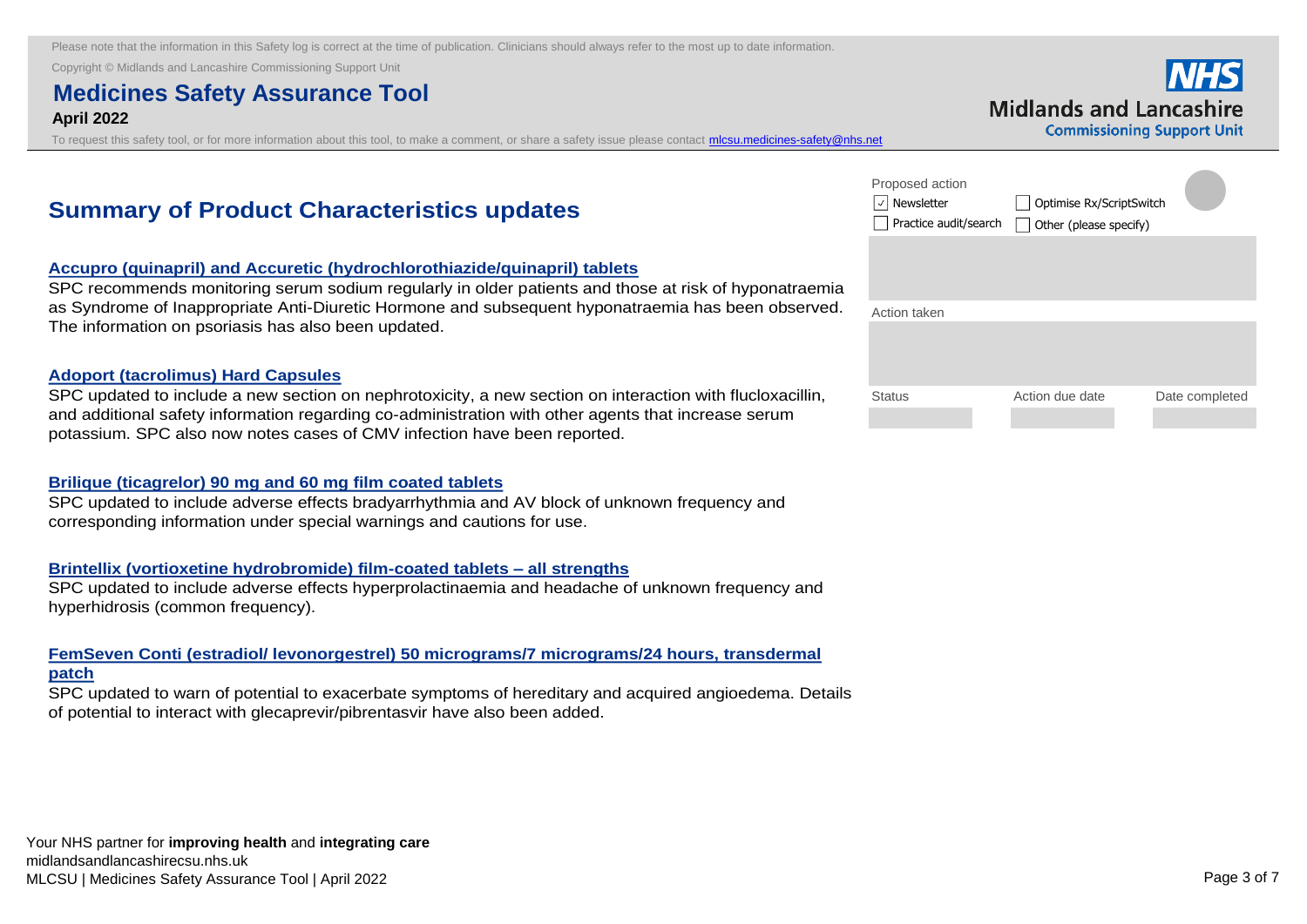Please note that the information in this Safety log is correct at the time of publication. Clinicians should always refer to the most up to date information.

Copyright © Midlands and Lancashire Commissioning Support Unit

# Medicines Safety Assurance Tool

**April 2022**

To request this safety tool, or for more information about this tool, to make a comment, or share a safety issue please contact mlcsu.medicines-safety@nhs.net

NHS Midlands and Lancashire Commissioning Support Unit

## Summary of Product Characteristics updates

Proposed action

- [x] Newsletter
- [ ] Optimise Rx/ScriptSwitch
- [ ] Practice audit/search
- [ ] Other (please specify)

Action taken

| Status | Action due date | Date completed |
|---|---|---|
| | | |

### Accupro (quinapril) and Accuretic (hydrochlorothiazide/quinapril) tablets

SPC recommends monitoring serum sodium regularly in older patients and those at risk of hyponatraemia as Syndrome of Inappropriate Anti-Diuretic Hormone and subsequent hyponatraemia has been observed. The information on psoriasis has also been updated.

### Adoport (tacrolimus) Hard Capsules

SPC updated to include a new section on nephrotoxicity, a new section on interaction with flucloxacillin, and additional safety information regarding co-administration with other agents that increase serum potassium. SPC also now notes cases of CMV infection have been reported.

### Brilique (ticagrelor) 90 mg and 60 mg film coated tablets

SPC updated to include adverse effects bradyarrhythmia and AV block of unknown frequency and corresponding information under special warnings and cautions for use.

### Brintellix (vortioxetine hydrobromide) film-coated tablets – all strengths

SPC updated to include adverse effects hyperprolactinaemia and headache of unknown frequency and hyperhidrosis (common frequency).

### FemSeven Conti (estradiol/ levonorgestrel) 50 micrograms/7 micrograms/24 hours, transdermal patch

SPC updated to warn of potential to exacerbate symptoms of hereditary and acquired angioedema. Details of potential to interact with glecaprevir/pibrentasvir have also been added.

Your NHS partner for **improving health** and **integrating care**

midlandsandlancashirecsu.nhs.uk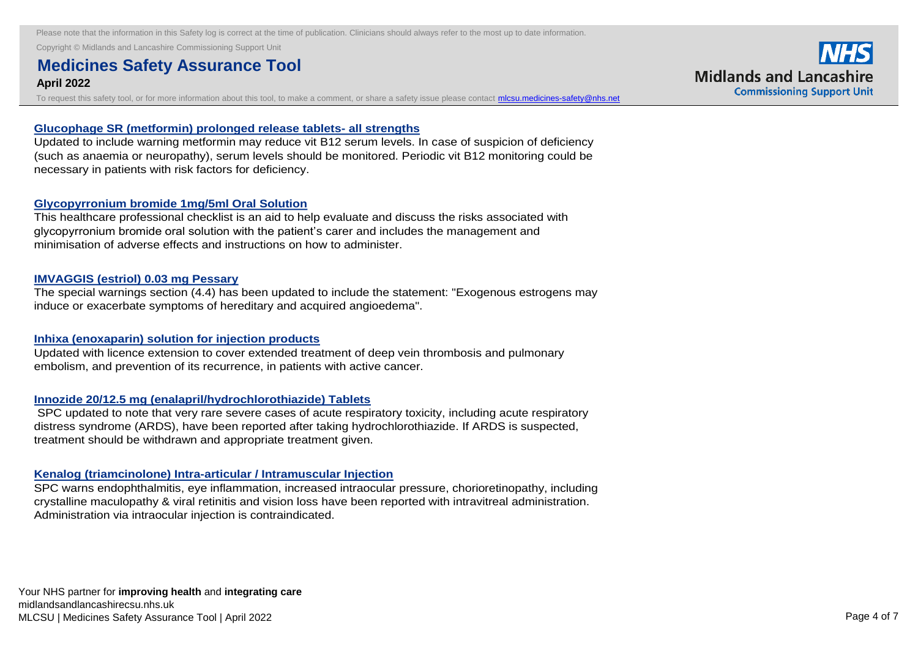### Glucophage SR (metformin) prolonged release tablets- all strengths

Updated to include warning metformin may reduce vit B12 serum levels. In case of suspicion of deficiency (such as anaemia or neuropathy), serum levels should be monitored. Periodic vit B12 monitoring could be necessary in patients with risk factors for deficiency.

### Glycopyrronium bromide 1mg/5ml Oral Solution

This healthcare professional checklist is an aid to help evaluate and discuss the risks associated with glycopyrronium bromide oral solution with the patient's carer and includes the management and minimisation of adverse effects and instructions on how to administer.

### IMVAGGIS (estriol) 0.03 mg Pessary

The special warnings section (4.4) has been updated to include the statement: "Exogenous estrogens may induce or exacerbate symptoms of hereditary and acquired angioedema".

### Inhixa (enoxaparin) solution for injection products

Updated with licence extension to cover extended treatment of deep vein thrombosis and pulmonary embolism, and prevention of its recurrence, in patients with active cancer.

### Innozide 20/12.5 mg (enalapril/hydrochlorothiazide) Tablets

SPC updated to note that very rare severe cases of acute respiratory toxicity, including acute respiratory distress syndrome (ARDS), have been reported after taking hydrochlorothiazide. If ARDS is suspected, treatment should be withdrawn and appropriate treatment given.

### Kenalog (triamcinolone) Intra-articular / Intramuscular Injection

SPC warns endophthalmitis, eye inflammation, increased intraocular pressure, chorioretinopathy, including crystalline maculopathy & viral retinitis and vision loss have been reported with intravitreal administration. Administration via intraocular injection is contraindicated.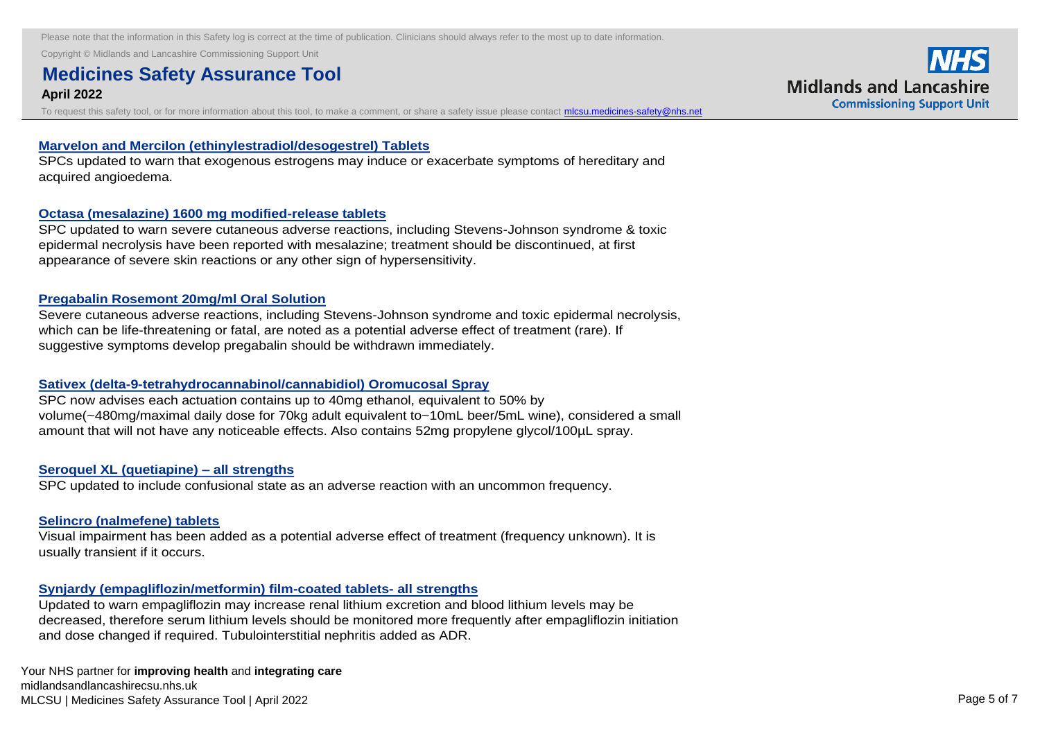### Marvelon and Mercilon (ethinylestradiol/desogestrel) Tablets

SPCs updated to warn that exogenous estrogens may induce or exacerbate symptoms of hereditary and acquired angioedema.

### Octasa (mesalazine) 1600 mg modified-release tablets

SPC updated to warn severe cutaneous adverse reactions, including Stevens-Johnson syndrome & toxic epidermal necrolysis have been reported with mesalazine; treatment should be discontinued, at first appearance of severe skin reactions or any other sign of hypersensitivity.

### Pregabalin Rosemont 20mg/ml Oral Solution

Severe cutaneous adverse reactions, including Stevens-Johnson syndrome and toxic epidermal necrolysis, which can be life-threatening or fatal, are noted as a potential adverse effect of treatment (rare). If suggestive symptoms develop pregabalin should be withdrawn immediately.

### Sativex (delta-9-tetrahydrocannabinol/cannabidiol) Oromucosal Spray

SPC now advises each actuation contains up to 40mg ethanol, equivalent to 50% by volume(~480mg/maximal daily dose for 70kg adult equivalent to~10mL beer/5mL wine), considered a small amount that will not have any noticeable effects. Also contains 52mg propylene glycol/100µL spray.

### Seroquel XL (quetiapine) – all strengths

SPC updated to include confusional state as an adverse reaction with an uncommon frequency.

### Selincro (nalmefene) tablets

Visual impairment has been added as a potential adverse effect of treatment (frequency unknown). It is usually transient if it occurs.

### Synjardy (empagliflozin/metformin) film-coated tablets- all strengths

Updated to warn empagliflozin may increase renal lithium excretion and blood lithium levels may be decreased, therefore serum lithium levels should be monitored more frequently after empagliflozin initiation and dose changed if required. Tubulointerstitial nephritis added as ADR.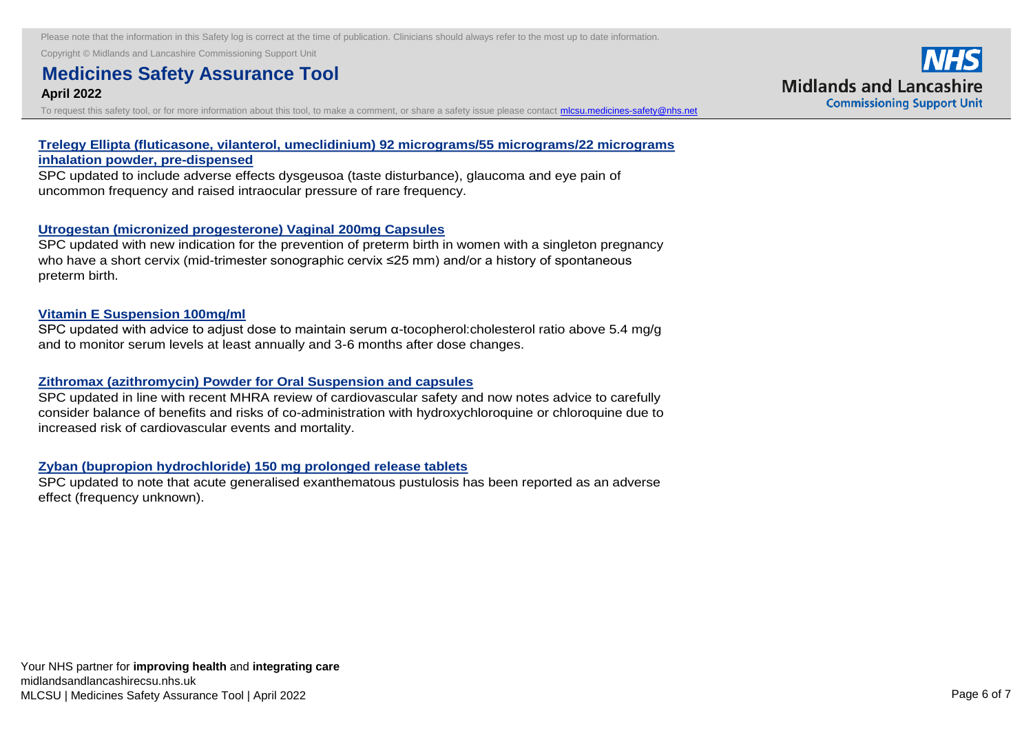### Trelegy Ellipta (fluticasone, vilanterol, umeclidinium) 92 micrograms/55 micrograms/22 micrograms inhalation powder, pre-dispensed

SPC updated to include adverse effects dysgeusoa (taste disturbance), glaucoma and eye pain of uncommon frequency and raised intraocular pressure of rare frequency.

### Utrogestan (micronized progesterone) Vaginal 200mg Capsules

SPC updated with new indication for the prevention of preterm birth in women with a singleton pregnancy who have a short cervix (mid-trimester sonographic cervix ≤25 mm) and/or a history of spontaneous preterm birth.

### Vitamin E Suspension 100mg/ml

SPC updated with advice to adjust dose to maintain serum α-tocopherol:cholesterol ratio above 5.4 mg/g and to monitor serum levels at least annually and 3-6 months after dose changes.

### Zithromax (azithromycin) Powder for Oral Suspension and capsules

SPC updated in line with recent MHRA review of cardiovascular safety and now notes advice to carefully consider balance of benefits and risks of co-administration with hydroxychloroquine or chloroquine due to increased risk of cardiovascular events and mortality.

### Zyban (bupropion hydrochloride) 150 mg prolonged release tablets

SPC updated to note that acute generalised exanthematous pustulosis has been reported as an adverse effect (frequency unknown).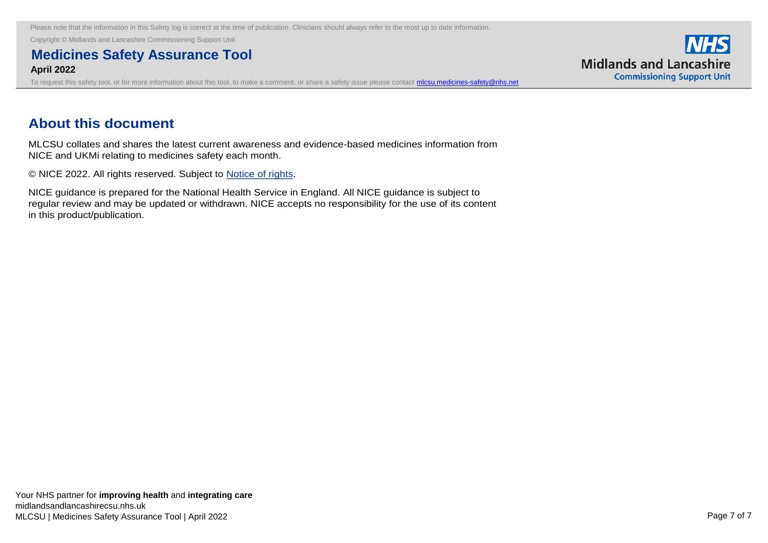## About this document

MLCSU collates and shares the latest current awareness and evidence-based medicines information from NICE and UKMi relating to medicines safety each month.

© NICE 2022. All rights reserved. Subject to Notice of rights.

NICE guidance is prepared for the National Health Service in England. All NICE guidance is subject to regular review and may be updated or withdrawn. NICE accepts no responsibility for the use of its content in this product/publication.